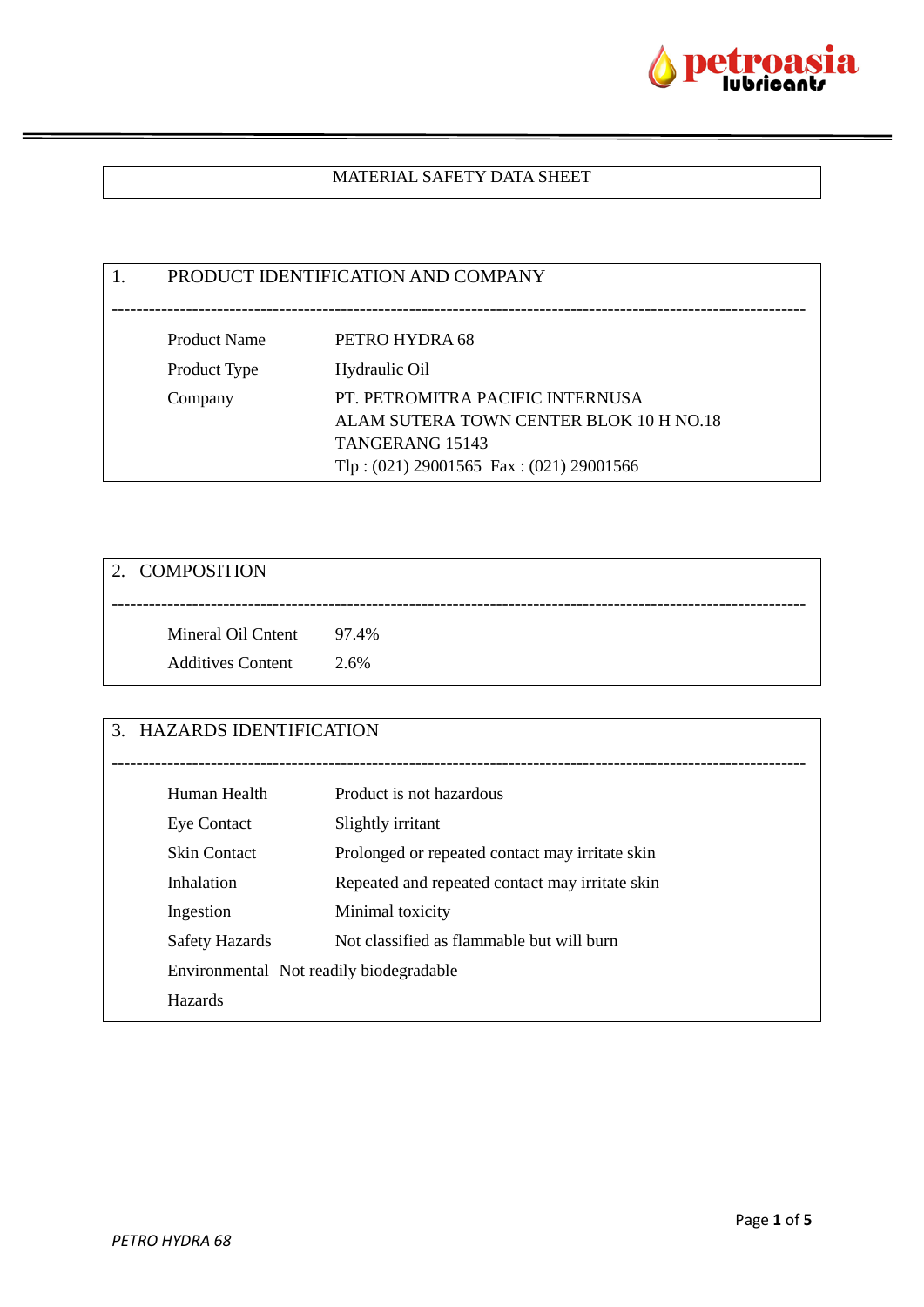# MATERIAL SAFETY DATA SHEET

## 1. PRODUCT IDENTIFICATION AND COMPANY

| | |
|---|---|
| Product Name | PETRO HYDRA 68 |
| Product Type | Hydraulic Oil |
| Company | PT. PETROMITRA PACIFIC INTERNUSA<br>ALAM SUTERA TOWN CENTER BLOK 10 H NO.18<br>TANGERANG 15143<br>Tlp : (021) 29001565 Fax : (021) 29001566 |

## 2. COMPOSITION

| | |
|---|---|
| Mineral Oil Cntent | 97.4% |
| Additives Content | 2.6% |

## 3. HAZARDS IDENTIFICATION

| | |
|---|---|
| Human Health | Product is not hazardous |
| Eye Contact | Slightly irritant |
| Skin Contact | Prolonged or repeated contact may irritate skin |
| Inhalation | Repeated and repeated contact may irritate skin |
| Ingestion | Minimal toxicity |
| Safety Hazards | Not classified as flammable but will burn |
| Environmental Hazards | Not readily biodegradable |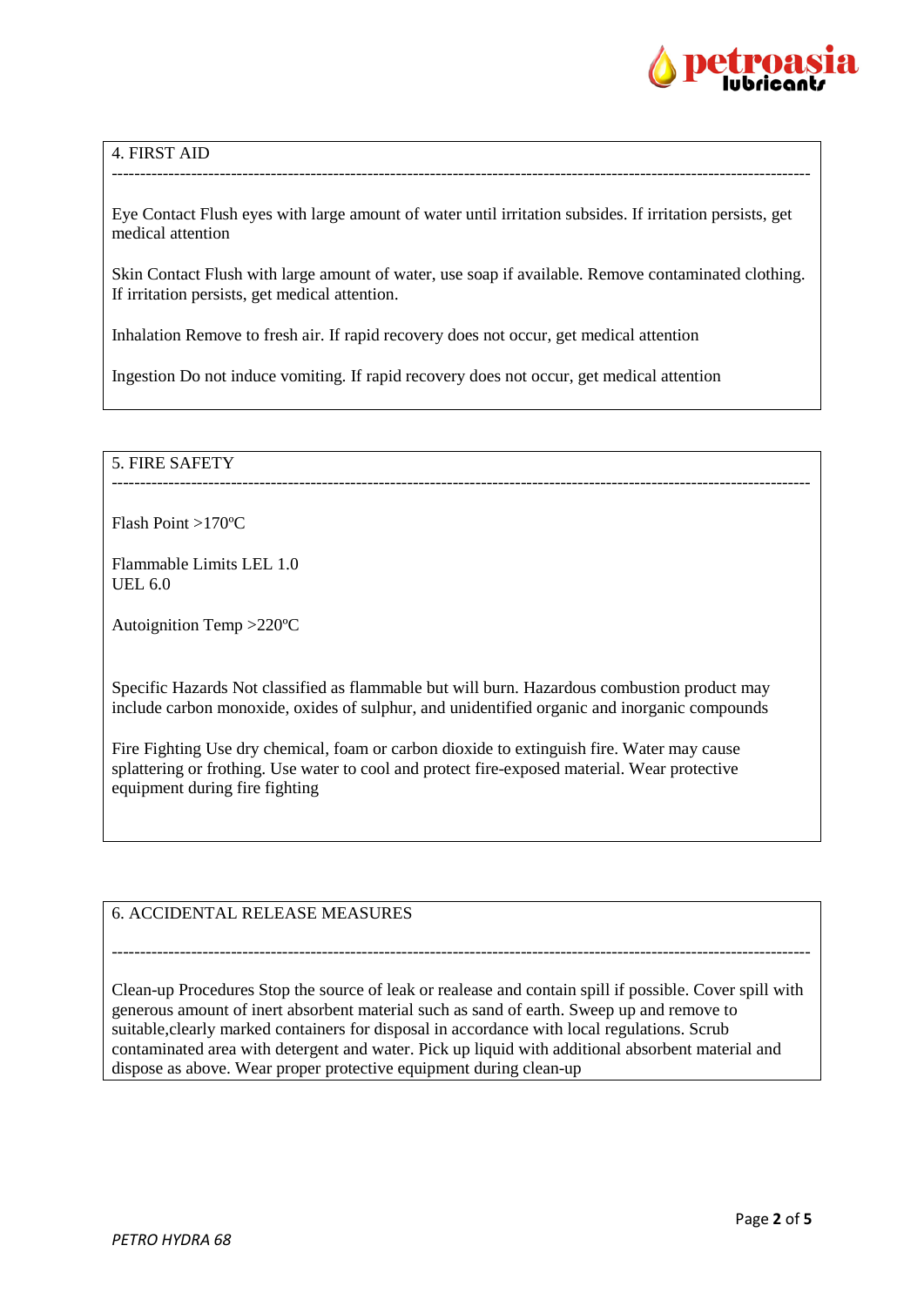## 4. FIRST AID

---

Eye Contact Flush eyes with large amount of water until irritation subsides. If irritation persists, get medical attention

Skin Contact Flush with large amount of water, use soap if available. Remove contaminated clothing. If irritation persists, get medical attention.

Inhalation Remove to fresh air. If rapid recovery does not occur, get medical attention

Ingestion Do not induce vomiting. If rapid recovery does not occur, get medical attention

## 5. FIRE SAFETY

---

Flash Point >170ºC

Flammable Limits LEL 1.0
UEL 6.0

Autoignition Temp >220ºC

Specific Hazards Not classified as flammable but will burn. Hazardous combustion product may include carbon monoxide, oxides of sulphur, and unidentified organic and inorganic compounds

Fire Fighting Use dry chemical, foam or carbon dioxide to extinguish fire. Water may cause splattering or frothing. Use water to cool and protect fire-exposed material. Wear protective equipment during fire fighting

## 6. ACCIDENTAL RELEASE MEASURES

---

Clean-up Procedures Stop the source of leak or realease and contain spill if possible. Cover spill with generous amount of inert absorbent material such as sand of earth. Sweep up and remove to suitable,clearly marked containers for disposal in accordance with local regulations. Scrub contaminated area with detergent and water. Pick up liquid with additional absorbent material and dispose as above. Wear proper protective equipment during clean-up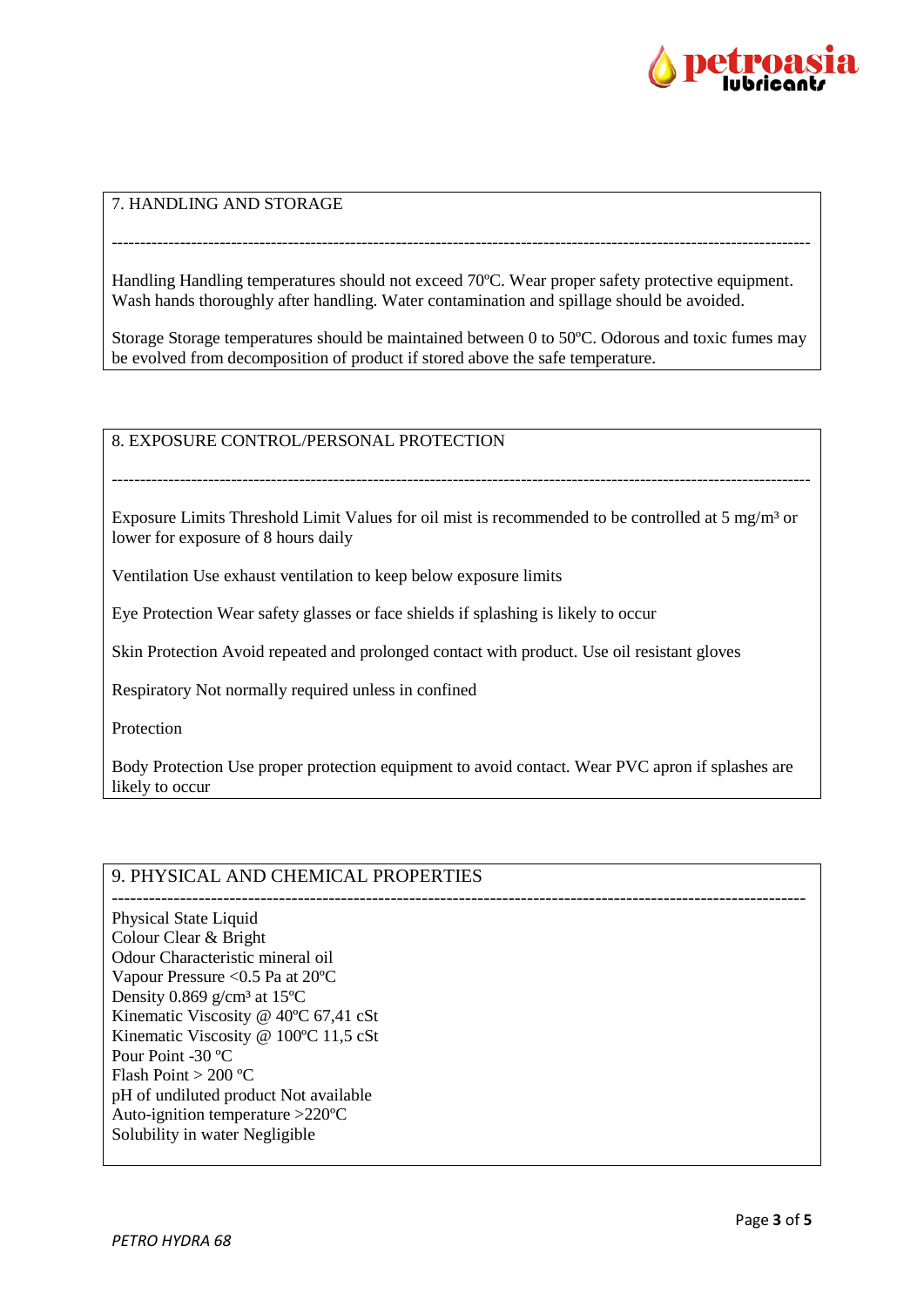## 7. HANDLING AND STORAGE

---

Handling Handling temperatures should not exceed 70ºC. Wear proper safety protective equipment. Wash hands thoroughly after handling. Water contamination and spillage should be avoided.

Storage Storage temperatures should be maintained between 0 to 50ºC. Odorous and toxic fumes may be evolved from decomposition of product if stored above the safe temperature.

## 8. EXPOSURE CONTROL/PERSONAL PROTECTION

---

Exposure Limits Threshold Limit Values for oil mist is recommended to be controlled at 5 mg/m³ or lower for exposure of 8 hours daily

Ventilation Use exhaust ventilation to keep below exposure limits

Eye Protection Wear safety glasses or face shields if splashing is likely to occur

Skin Protection Avoid repeated and prolonged contact with product. Use oil resistant gloves

Respiratory Not normally required unless in confined

Protection

Body Protection Use proper protection equipment to avoid contact. Wear PVC apron if splashes are likely to occur

## 9. PHYSICAL AND CHEMICAL PROPERTIES

---

Physical State Liquid
Colour Clear & Bright
Odour Characteristic mineral oil
Vapour Pressure <0.5 Pa at 20ºC
Density 0.869 g/cm³ at 15ºC
Kinematic Viscosity @ 40ºC 67,41 cSt
Kinematic Viscosity @ 100ºC 11,5 cSt
Pour Point -30 ºC
Flash Point > 200 ºC
pH of undiluted product Not available
Auto-ignition temperature >220ºC
Solubility in water Negligible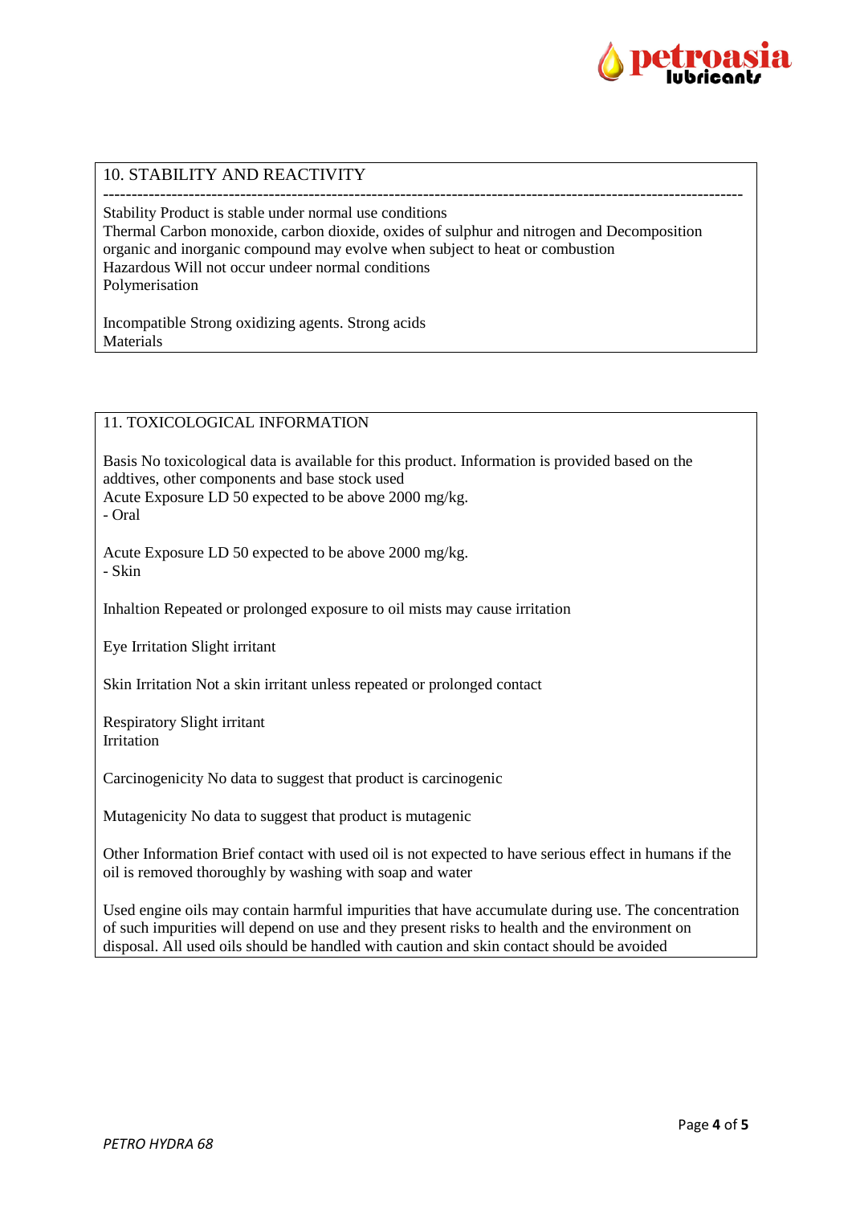## 10. STABILITY AND REACTIVITY

---

Stability Product is stable under normal use conditions
Thermal Carbon monoxide, carbon dioxide, oxides of sulphur and nitrogen and Decomposition organic and inorganic compound may evolve when subject to heat or combustion
Hazardous Will not occur undeer normal conditions
Polymerisation

Incompatible Strong oxidizing agents. Strong acids
Materials

## 11. TOXICOLOGICAL INFORMATION

Basis No toxicological data is available for this product. Information is provided based on the addtives, other components and base stock used
Acute Exposure LD 50 expected to be above 2000 mg/kg.
- Oral

Acute Exposure LD 50 expected to be above 2000 mg/kg.
- Skin

Inhaltion Repeated or prolonged exposure to oil mists may cause irritation

Eye Irritation Slight irritant

Skin Irritation Not a skin irritant unless repeated or prolonged contact

Respiratory Slight irritant
Irritation

Carcinogenicity No data to suggest that product is carcinogenic

Mutagenicity No data to suggest that product is mutagenic

Other Information Brief contact with used oil is not expected to have serious effect in humans if the oil is removed thoroughly by washing with soap and water

Used engine oils may contain harmful impurities that have accumulate during use. The concentration of such impurities will depend on use and they present risks to health and the environment on disposal. All used oils should be handled with caution and skin contact should be avoided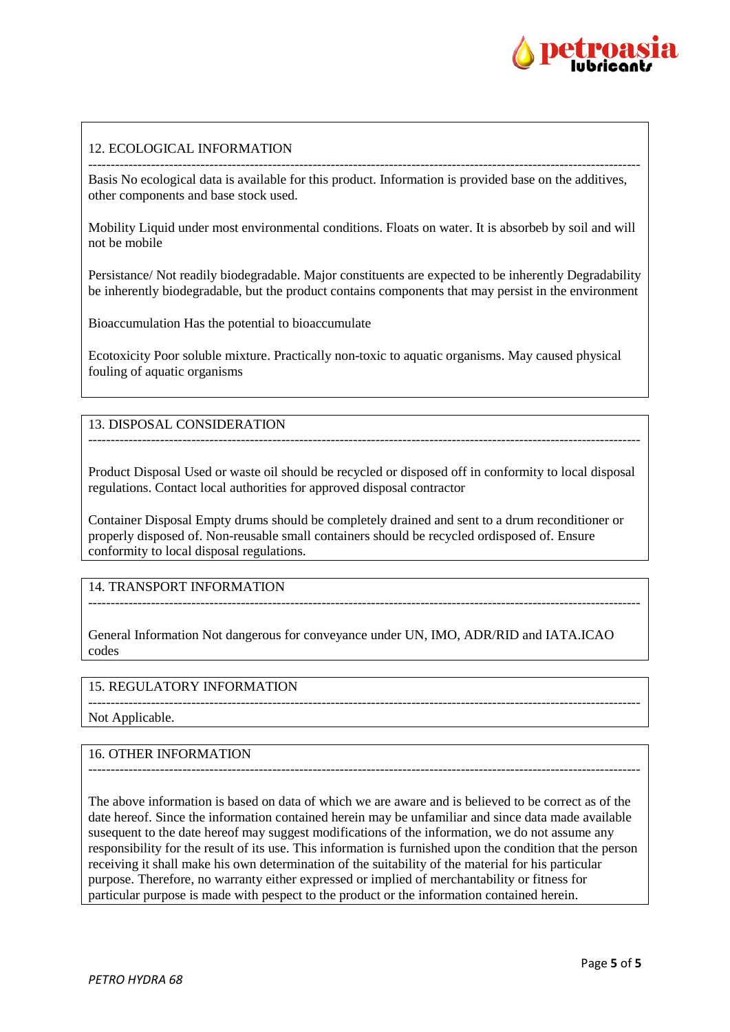## 12. ECOLOGICAL INFORMATION

Basis No ecological data is available for this product. Information is provided base on the additives, other components and base stock used.

Mobility Liquid under most environmental conditions. Floats on water. It is absorbeb by soil and will not be mobile

Persistance/ Not readily biodegradable. Major constituents are expected to be inherently Degradability be inherently biodegradable, but the product contains components that may persist in the environment

Bioaccumulation Has the potential to bioaccumulate

Ecotoxicity Poor soluble mixture. Practically non-toxic to aquatic organisms. May caused physical fouling of aquatic organisms

## 13. DISPOSAL CONSIDERATION

Product Disposal Used or waste oil should be recycled or disposed off in conformity to local disposal regulations. Contact local authorities for approved disposal contractor

Container Disposal Empty drums should be completely drained and sent to a drum reconditioner or properly disposed of. Non-reusable small containers should be recycled ordisposed of. Ensure conformity to local disposal regulations.

## 14. TRANSPORT INFORMATION

General Information Not dangerous for conveyance under UN, IMO, ADR/RID and IATA.ICAO codes

## 15. REGULATORY INFORMATION

Not Applicable.

## 16. OTHER INFORMATION

The above information is based on data of which we are aware and is believed to be correct as of the date hereof. Since the information contained herein may be unfamiliar and since data made available susequent to the date hereof may suggest modifications of the information, we do not assume any responsibility for the result of its use. This information is furnished upon the condition that the person receiving it shall make his own determination of the suitability of the material for his particular purpose. Therefore, no warranty either expressed or implied of merchantability or fitness for particular purpose is made with pespect to the product or the information contained herein.